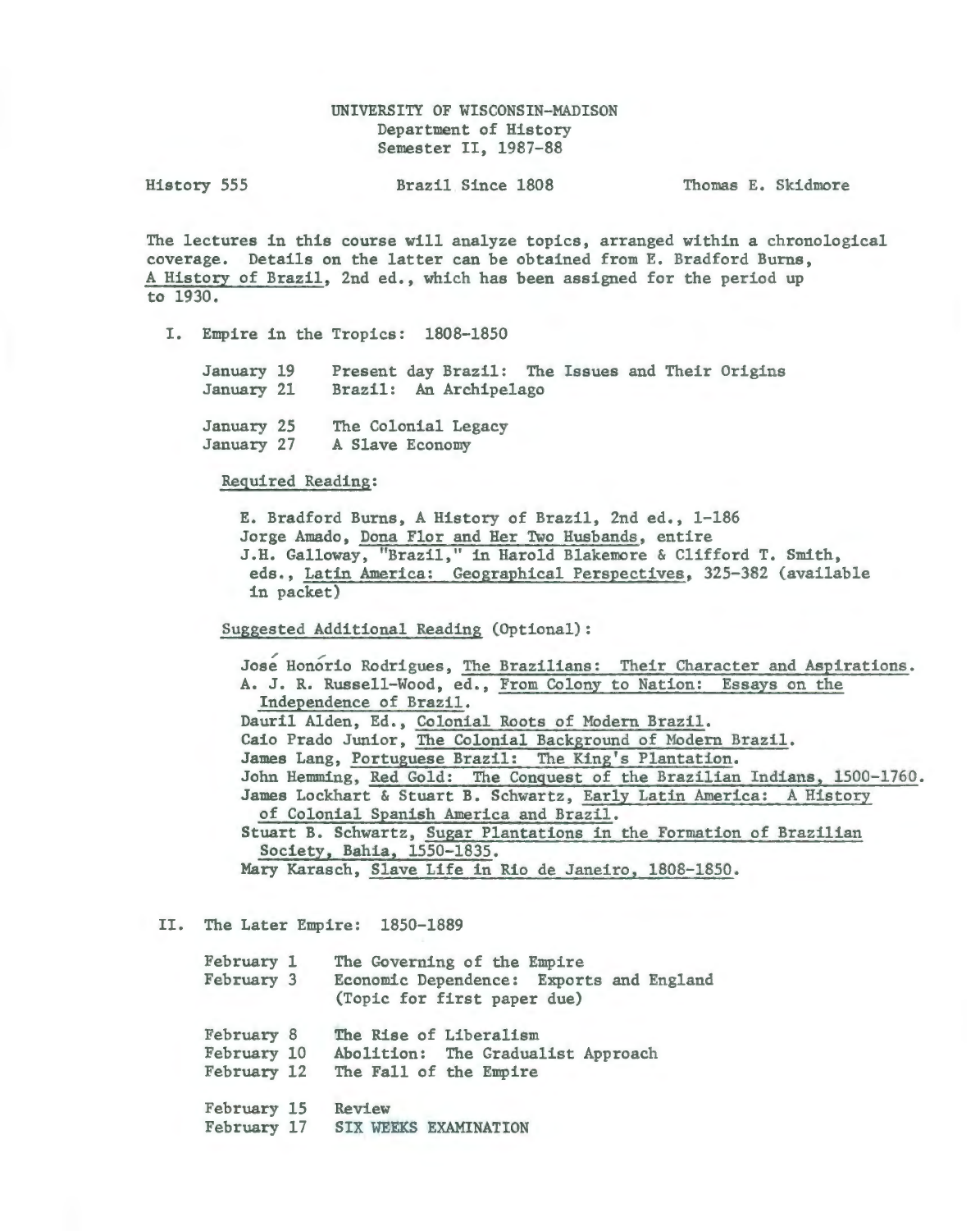# UNIVERSITY OF WISCONSIN-MADISON
## Department of History
## Semester II, 1987-88

History 555 | Brazil Since 1808 | Thomas E. Skidmore

The lectures in this course will analyze topics, arranged within a chronological coverage. Details on the latter can be obtained from E. Bradford Burns, A History of Brazil, 2nd ed., which has been assigned for the period up to 1930.

## I. Empire in the Tropics: 1808-1850

January 19 — Present day Brazil: The Issues and Their Origins
January 21 — Brazil: An Archipelago

January 25 — The Colonial Legacy
January 27 — A Slave Economy

Required Reading:

E. Bradford Burns, A History of Brazil, 2nd ed., 1-186
Jorge Amado, Dona Flor and Her Two Husbands, entire
J.H. Galloway, "Brazil," in Harold Blakemore & Clifford T. Smith, eds., Latin America: Geographical Perspectives, 325-382 (available in packet)

Suggested Additional Reading (Optional):

José Honório Rodrigues, The Brazilians: Their Character and Aspirations.
A. J. R. Russell-Wood, ed., From Colony to Nation: Essays on the Independence of Brazil.
Dauril Alden, Ed., Colonial Roots of Modern Brazil.
Caio Prado Junior, The Colonial Background of Modern Brazil.
James Lang, Portuguese Brazil: The King's Plantation.
John Hemming, Red Gold: The Conquest of the Brazilian Indians, 1500-1760.
James Lockhart & Stuart B. Schwartz, Early Latin America: A History of Colonial Spanish America and Brazil.
Stuart B. Schwartz, Sugar Plantations in the Formation of Brazilian Society, Bahia, 1550-1835.
Mary Karasch, Slave Life in Rio de Janeiro, 1808-1850.

## II. The Later Empire: 1850-1889

February 1 — The Governing of the Empire
February 3 — Economic Dependence: Exports and England (Topic for first paper due)

February 8 — The Rise of Liberalism
February 10 — Abolition: The Gradualist Approach
February 12 — The Fall of the Empire

February 15 — Review
February 17 — SIX WEEKS EXAMINATION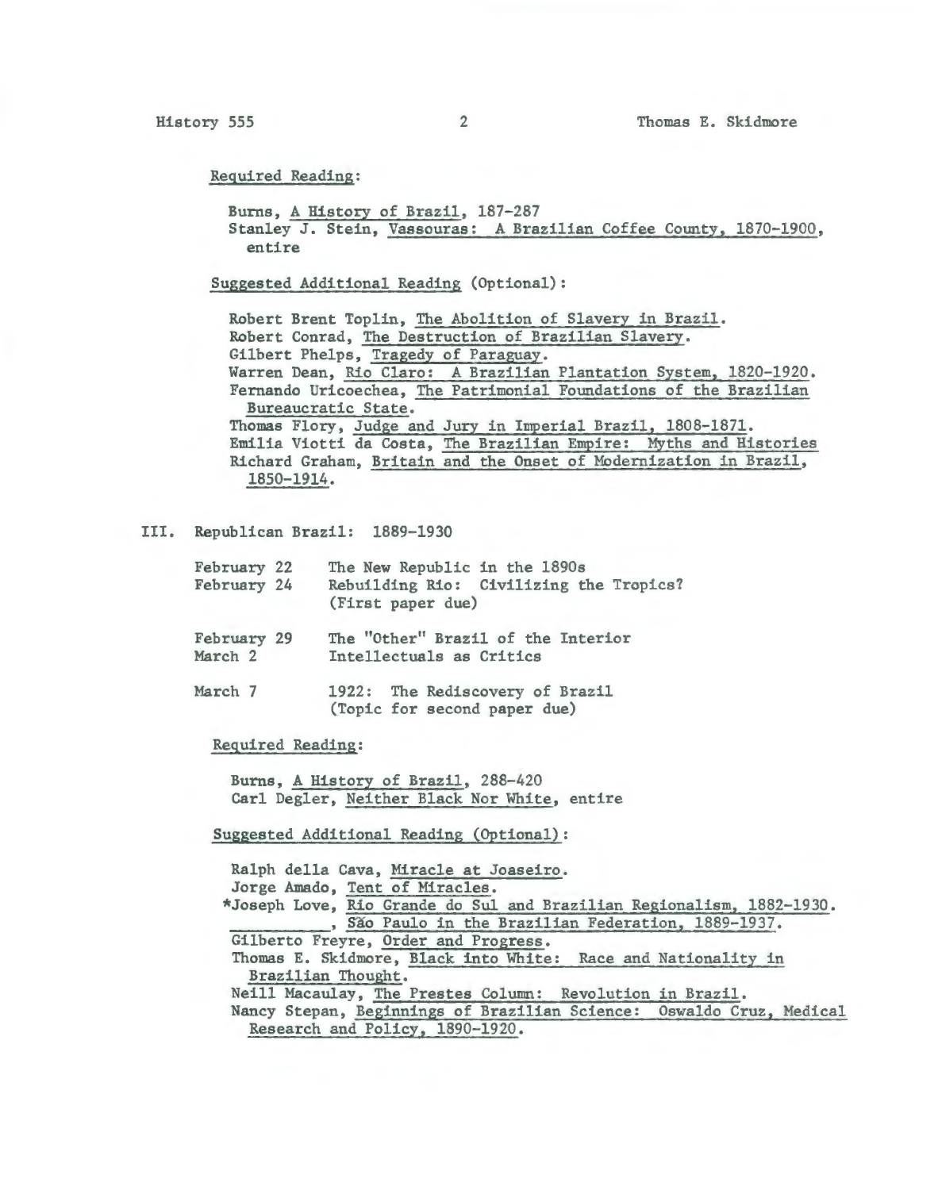Required Reading:

Burns, A History of Brazil, 187-287
Stanley J. Stein, Vassouras: A Brazilian Coffee County, 1870-1900, entire

Suggested Additional Reading (Optional):

Robert Brent Toplin, The Abolition of Slavery in Brazil.
Robert Conrad, The Destruction of Brazilian Slavery.
Gilbert Phelps, Tragedy of Paraguay.
Warren Dean, Rio Claro: A Brazilian Plantation System, 1820-1920.
Fernando Uricoechea, The Patrimonial Foundations of the Brazilian Bureaucratic State.
Thomas Flory, Judge and Jury in Imperial Brazil, 1808-1871.
Emilia Viotti da Costa, The Brazilian Empire: Myths and Histories
Richard Graham, Britain and the Onset of Modernization in Brazil, 1850-1914.

## III. Republican Brazil: 1889-1930

| | |
|---|---|
| February 22 | The New Republic in the 1890s |
| February 24 | Rebuilding Rio: Civilizing the Tropics? (First paper due) |
| February 29 | The "Other" Brazil of the Interior |
| March 2 | Intellectuals as Critics |
| March 7 | 1922: The Rediscovery of Brazil (Topic for second paper due) |

Required Reading:

Burns, A History of Brazil, 288-420
Carl Degler, Neither Black Nor White, entire

Suggested Additional Reading (Optional):

Ralph della Cava, Miracle at Joaseiro.
Jorge Amado, Tent of Miracles.
*Joseph Love, Rio Grande do Sul and Brazilian Regionalism, 1882-1930.
__________, São Paulo in the Brazilian Federation, 1889-1937.
Gilberto Freyre, Order and Progress.
Thomas E. Skidmore, Black into White: Race and Nationality in Brazilian Thought.
Neill Macaulay, The Prestes Column: Revolution in Brazil.
Nancy Stepan, Beginnings of Brazilian Science: Oswaldo Cruz, Medical Research and Policy, 1890-1920.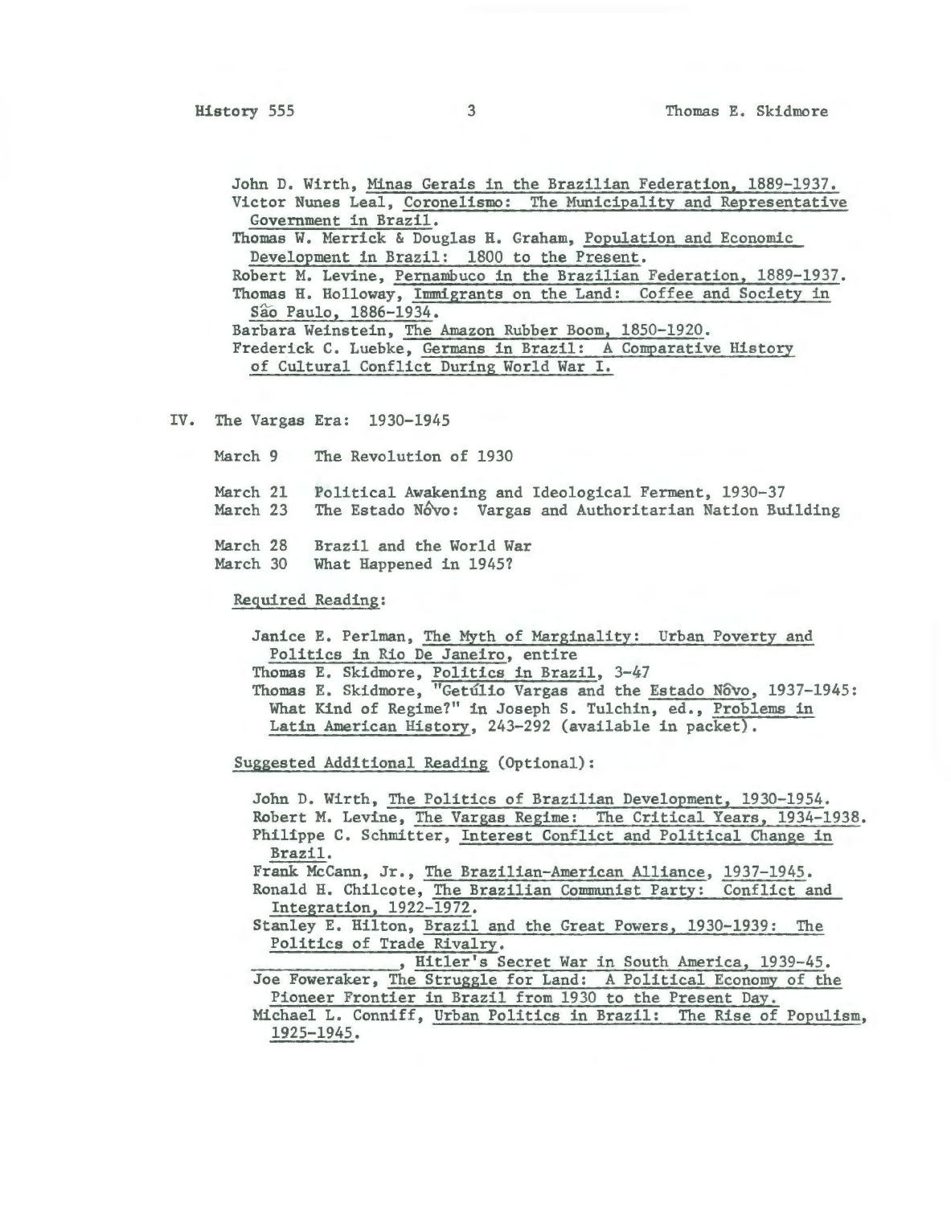John D. Wirth, Minas Gerais in the Brazilian Federation, 1889-1937.
Victor Nunes Leal, Coronelismo: The Municipality and Representative Government in Brazil.
Thomas W. Merrick & Douglas H. Graham, Population and Economic Development in Brazil: 1800 to the Present.
Robert M. Levine, Pernambuco in the Brazilian Federation, 1889-1937.
Thomas H. Holloway, Immigrants on the Land: Coffee and Society in São Paulo, 1886-1934.
Barbara Weinstein, The Amazon Rubber Boom, 1850-1920.
Frederick C. Luebke, Germans in Brazil: A Comparative History of Cultural Conflict During World War I.

## IV. The Vargas Era: 1930-1945

March 9 — The Revolution of 1930

March 21 — Political Awakening and Ideological Ferment, 1930-37
March 23 — The Estado Nôvo: Vargas and Authoritarian Nation Building

March 28 — Brazil and the World War
March 30 — What Happened in 1945?

Required Reading:

Janice E. Perlman, The Myth of Marginality: Urban Poverty and Politics in Rio De Janeiro, entire
Thomas E. Skidmore, Politics in Brazil, 3-47
Thomas E. Skidmore, "Getúlio Vargas and the Estado Nôvo, 1937-1945: What Kind of Regime?" in Joseph S. Tulchin, ed., Problems in Latin American History, 243-292 (available in packet).

Suggested Additional Reading (Optional):

John D. Wirth, The Politics of Brazilian Development, 1930-1954.
Robert M. Levine, The Vargas Regime: The Critical Years, 1934-1938.
Philippe C. Schmitter, Interest Conflict and Political Change in Brazil.
Frank McCann, Jr., The Brazilian-American Alliance, 1937-1945.
Ronald H. Chilcote, The Brazilian Communist Party: Conflict and Integration, 1922-1972.
Stanley E. Hilton, Brazil and the Great Powers, 1930-1939: The Politics of Trade Rivalry.
______________, Hitler's Secret War in South America, 1939-45.
Joe Foweraker, The Struggle for Land: A Political Economy of the Pioneer Frontier in Brazil from 1930 to the Present Day.
Michael L. Conniff, Urban Politics in Brazil: The Rise of Populism, 1925-1945.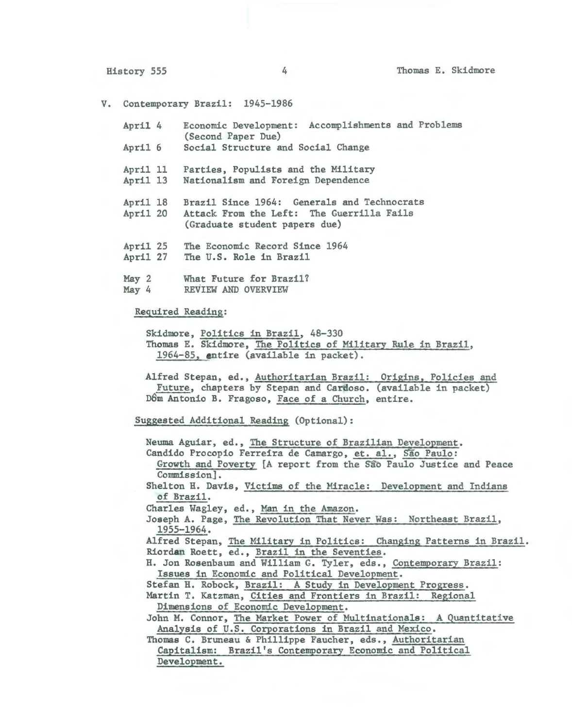## V. Contemporary Brazil: 1945-1986

| | |
|---|---|
| April 4 | Economic Development: Accomplishments and Problems (Second Paper Due) |
| April 6 | Social Structure and Social Change |
| April 11 | Parties, Populists and the Military |
| April 13 | Nationalism and Foreign Dependence |
| April 18 | Brazil Since 1964: Generals and Technocrats |
| April 20 | Attack From the Left: The Guerrilla Fails (Graduate student papers due) |
| April 25 | The Economic Record Since 1964 |
| April 27 | The U.S. Role in Brazil |
| May 2 | What Future for Brazil? |
| May 4 | REVIEW AND OVERVIEW |

Required Reading:

Skidmore, _Politics in Brazil_, 48-330
Thomas E. Skidmore, _The Politics of Military Rule in Brazil, 1964-85_, entire (available in packet).

Alfred Stepan, ed., _Authoritarian Brazil: Origins, Policies and Future_, chapters by Stepan and Cardoso. (available in packet)
Dôm Antonio B. Fragoso, _Face of a Church_, entire.

Suggested Additional Reading (Optional):

Neuma Aguiar, ed., _The Structure of Brazilian Development_.
Candido Procopio Ferreira de Camargo, et. al., _São Paulo: Growth and Poverty_ [A report from the São Paulo Justice and Peace Commission].
Shelton H. Davis, _Victims of the Miracle: Development and Indians of Brazil_.
Charles Wagley, ed., _Man in the Amazon_.
Joseph A. Page, _The Revolution That Never Was: Northeast Brazil, 1955-1964_.
Alfred Stepan, _The Military in Politics: Changing Patterns in Brazil_.
Riordan Roett, ed., _Brazil in the Seventies_.
H. Jon Rosenbaum and William G. Tyler, eds., _Contemporary Brazil: Issues in Economic and Political Development_.
Stefan H. Robock, _Brazil: A Study in Development Progress_.
Martin T. Katzman, _Cities and Frontiers in Brazil: Regional Dimensions of Economic Development_.
John M. Connor, _The Market Power of Multinationals: A Quantitative Analysis of U.S. Corporations in Brazil and Mexico_.
Thomas C. Bruneau & Phillippe Faucher, eds., _Authoritarian Capitalism: Brazil's Contemporary Economic and Political Development._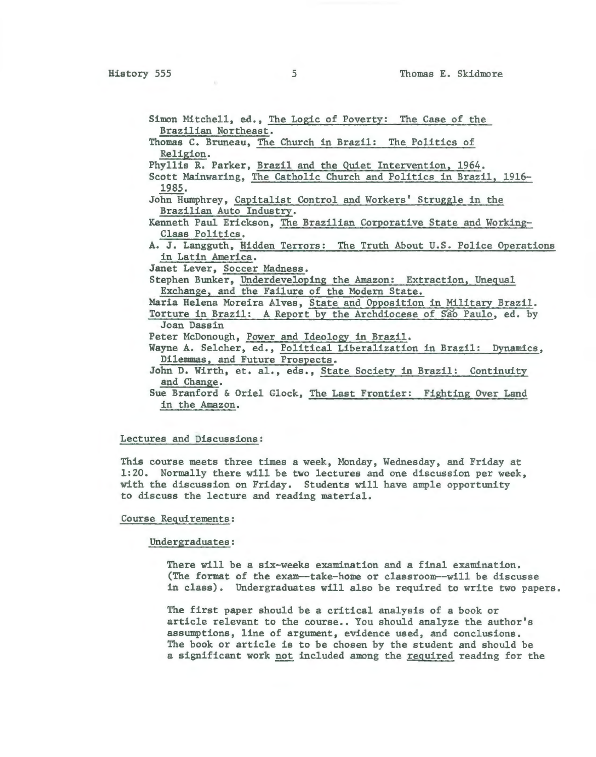Simon Mitchell, ed., The Logic of Poverty: The Case of the Brazilian Northeast.
Thomas C. Bruneau, The Church in Brazil: The Politics of Religion.
Phyllis R. Parker, Brazil and the Quiet Intervention, 1964.
Scott Mainwaring, The Catholic Church and Politics in Brazil, 1916-1985.
John Humphrey, Capitalist Control and Workers' Struggle in the Brazilian Auto Industry.
Kenneth Paul Erickson, The Brazilian Corporative State and Working-Class Politics.
A. J. Langguth, Hidden Terrors: The Truth About U.S. Police Operations in Latin America.
Janet Lever, Soccer Madness.
Stephen Bunker, Underdeveloping the Amazon: Extraction, Unequal Exchange, and the Failure of the Modern State.
Maria Helena Moreira Alves, State and Opposition in Military Brazil.
Torture in Brazil: A Report by the Archdiocese of São Paulo, ed. by Joan Dassin
Peter McDonough, Power and Ideology in Brazil.
Wayne A. Selcher, ed., Political Liberalization in Brazil: Dynamics, Dilemmas, and Future Prospects.
John D. Wirth, et. al., eds., State Society in Brazil: Continuity and Change.
Sue Branford & Oriel Glock, The Last Frontier: Fighting Over Land in the Amazon.

## Lectures and Discussions:

This course meets three times a week, Monday, Wednesday, and Friday at 1:20. Normally there will be two lectures and one discussion per week, with the discussion on Friday. Students will have ample opportunity to discuss the lecture and reading material.

## Course Requirements:

### Undergraduates:

There will be a six-weeks examination and a final examination. (The format of the exam--take-home or classroom--will be discusse in class). Undergraduates will also be required to write two papers.

The first paper should be a critical analysis of a book or article relevant to the course.. You should analyze the author's assumptions, line of argument, evidence used, and conclusions. The book or article is to be chosen by the student and should be a significant work not included among the required reading for the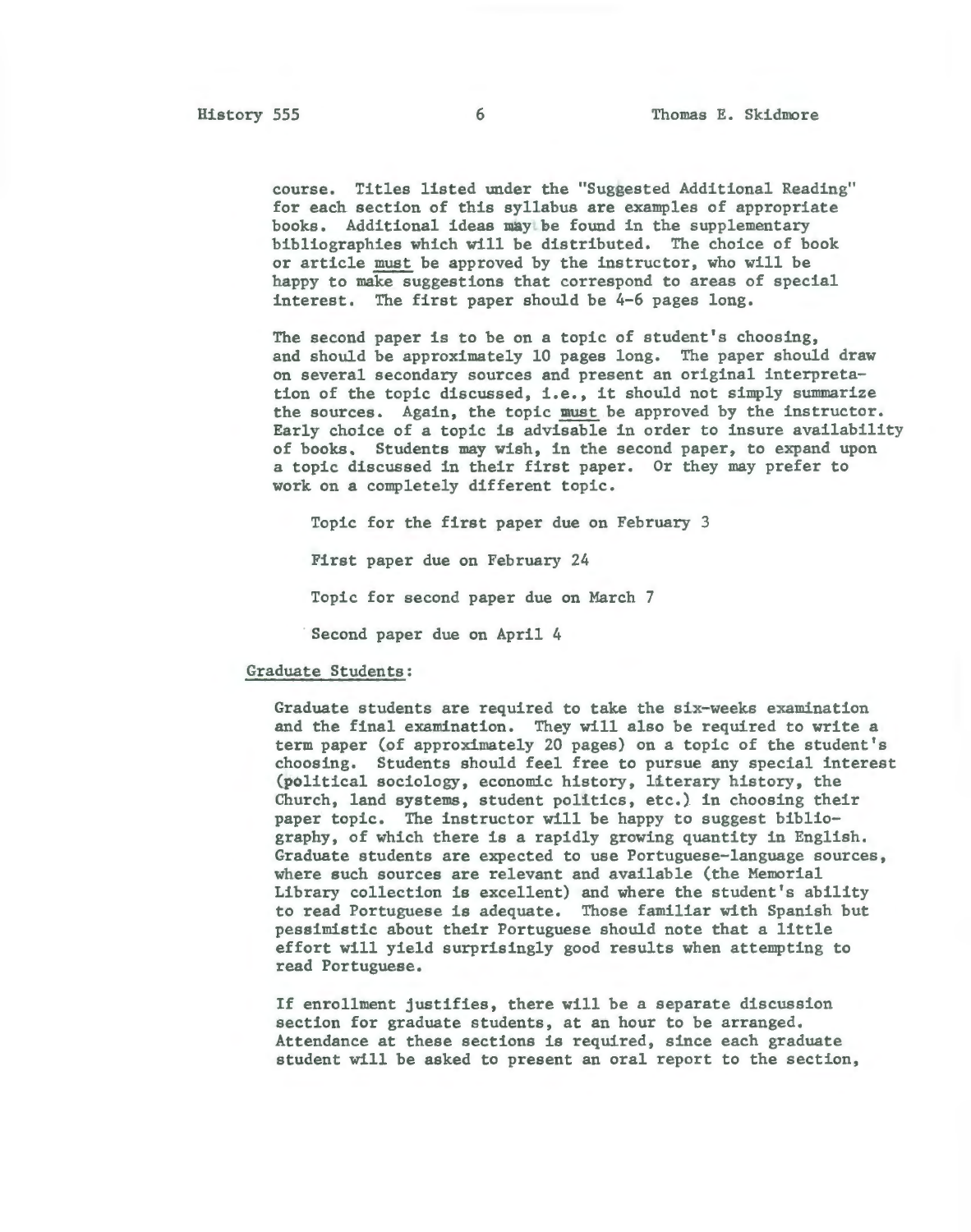course. Titles listed under the "Suggested Additional Reading" for each section of this syllabus are examples of appropriate books. Additional ideas may be found in the supplementary bibliographies which will be distributed. The choice of book or article must be approved by the instructor, who will be happy to make suggestions that correspond to areas of special interest. The first paper should be 4-6 pages long.

The second paper is to be on a topic of student's choosing, and should be approximately 10 pages long. The paper should draw on several secondary sources and present an original interpretation of the topic discussed, i.e., it should not simply summarize the sources. Again, the topic must be approved by the instructor. Early choice of a topic is advisable in order to insure availability of books. Students may wish, in the second paper, to expand upon a topic discussed in their first paper. Or they may prefer to work on a completely different topic.

Topic for the first paper due on February 3

First paper due on February 24

Topic for second paper due on March 7

Second paper due on April 4

Graduate Students:

Graduate students are required to take the six-weeks examination and the final examination. They will also be required to write a term paper (of approximately 20 pages) on a topic of the student's choosing. Students should feel free to pursue any special interest (political sociology, economic history, literary history, the Church, land systems, student politics, etc.) in choosing their paper topic. The instructor will be happy to suggest bibliography, of which there is a rapidly growing quantity in English. Graduate students are expected to use Portuguese-language sources, where such sources are relevant and available (the Memorial Library collection is excellent) and where the student's ability to read Portuguese is adequate. Those familiar with Spanish but pessimistic about their Portuguese should note that a little effort will yield surprisingly good results when attempting to read Portuguese.

If enrollment justifies, there will be a separate discussion section for graduate students, at an hour to be arranged. Attendance at these sections is required, since each graduate student will be asked to present an oral report to the section,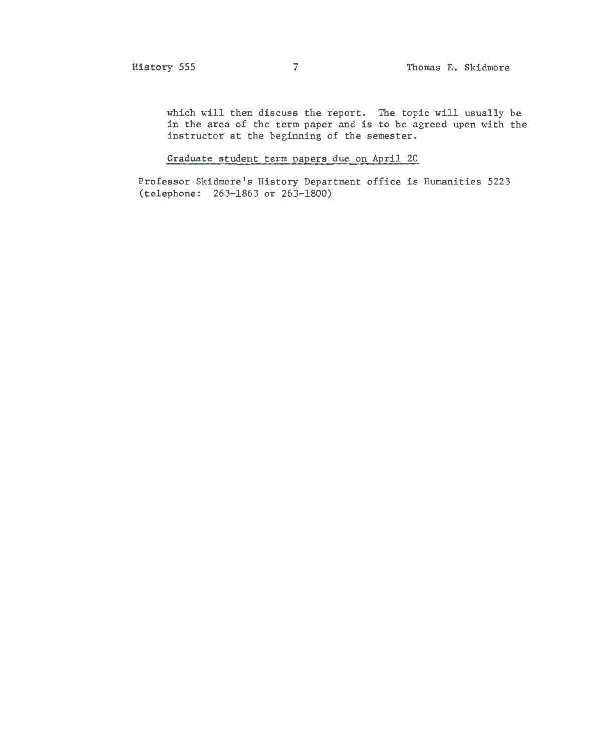which will then discuss the report. The topic will usually be in the area of the term paper and is to be agreed upon with the instructor at the beginning of the semester.

<u>Graduate student term papers due on April 20</u>

Professor Skidmore's History Department office is Humanities 5223 (telephone: 263-1863 or 263-1800)